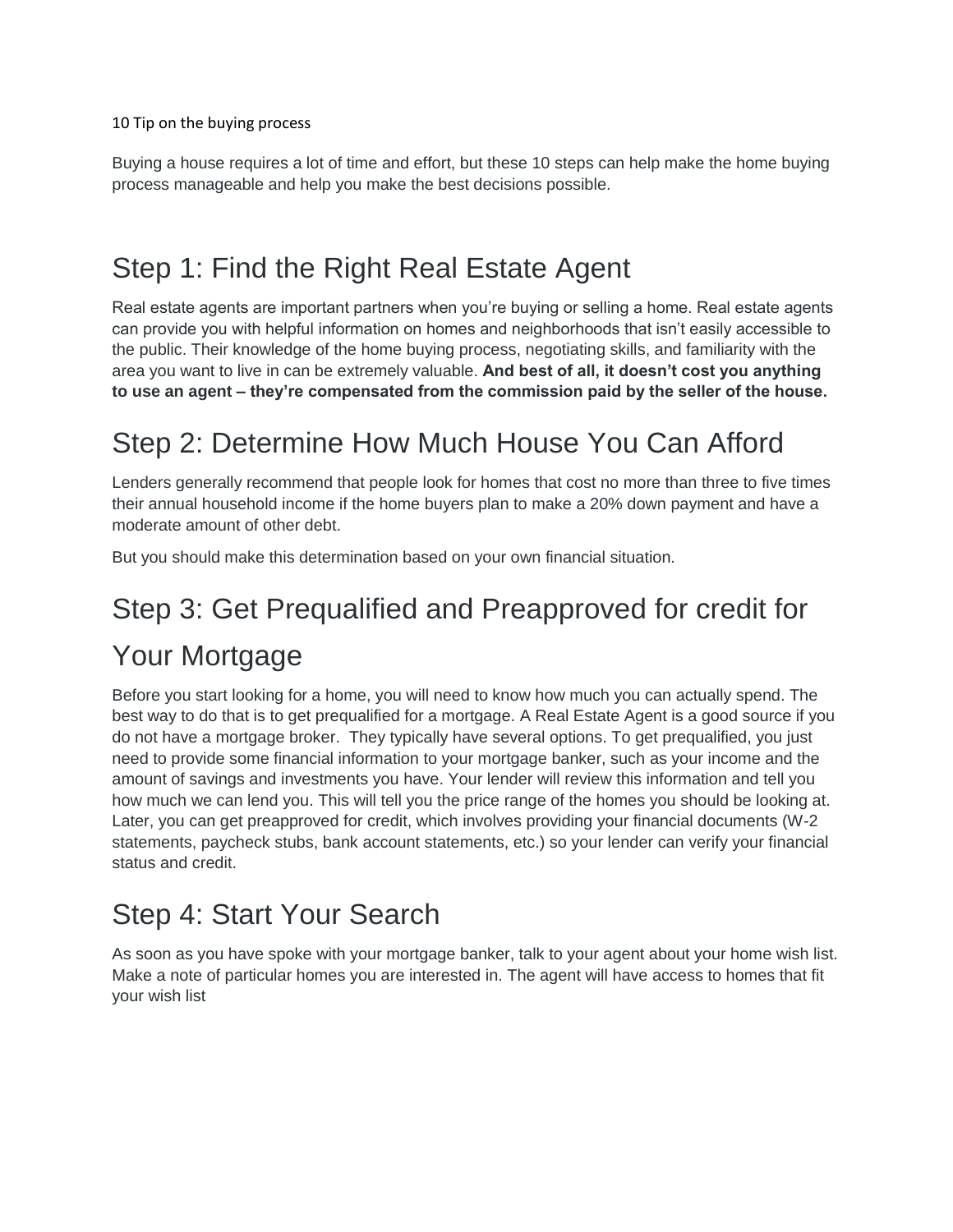10 Tip on the buying process

Buying a house requires a lot of time and effort, but these 10 steps can help make the home buying process manageable and help you make the best decisions possible.

## Step 1: Find the Right Real Estate Agent

Real estate agents are important partners when you're buying or selling a home. Real estate agents can provide you with helpful information on homes and neighborhoods that isn't easily accessible to the public. Their knowledge of the home buying process, negotiating skills, and familiarity with the area you want to live in can be extremely valuable. **And best of all, it doesn't cost you anything to use an agent – they're compensated from the commission paid by the seller of the house.**

## Step 2: Determine How Much House You Can Afford

Lenders generally recommend that people look for homes that cost no more than three to five times their annual household income if the home buyers plan to make a 20% down payment and have a moderate amount of other debt.

But you should make this determination based on your own financial situation.

## Step 3: Get Prequalified and Preapproved for credit for Your Mortgage

Before you start looking for a home, you will need to know how much you can actually spend. The best way to do that is to get prequalified for a mortgage. A Real Estate Agent is a good source if you do not have a mortgage broker. They typically have several options. To get prequalified, you just need to provide some financial information to your mortgage banker, such as your income and the amount of savings and investments you have. Your lender will review this information and tell you how much we can lend you. This will tell you the price range of the homes you should be looking at. Later, you can get preapproved for credit, which involves providing your financial documents (W-2 statements, paycheck stubs, bank account statements, etc.) so your lender can verify your financial status and credit.

## Step 4: Start Your Search

As soon as you have spoke with your mortgage banker, talk to your agent about your home wish list. Make a note of particular homes you are interested in. The agent will have access to homes that fit your wish list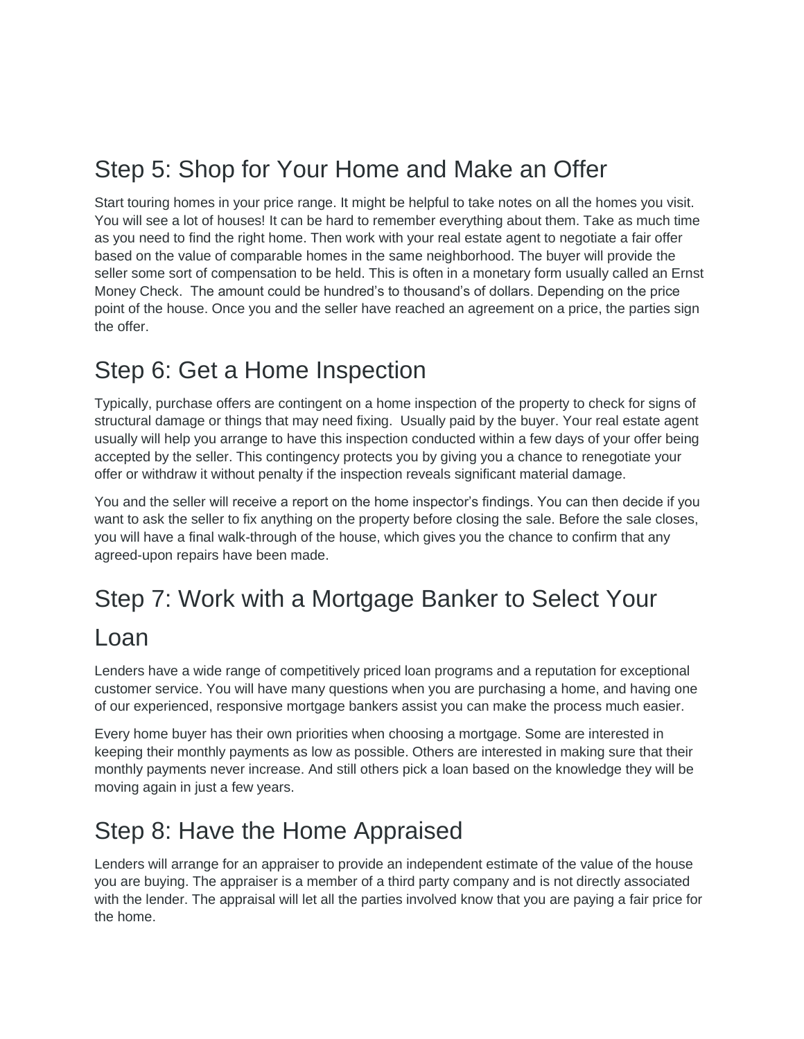## Step 5: Shop for Your Home and Make an Offer

Start touring homes in your price range. It might be helpful to take notes on all the homes you visit. You will see a lot of houses! It can be hard to remember everything about them. Take as much time as you need to find the right home. Then work with your real estate agent to negotiate a fair offer based on the value of comparable homes in the same neighborhood. The buyer will provide the seller some sort of compensation to be held. This is often in a monetary form usually called an Ernst Money Check.  The amount could be hundred's to thousand's of dollars. Depending on the price point of the house. Once you and the seller have reached an agreement on a price, the parties sign the offer.

## Step 6: Get a Home Inspection

Typically, purchase offers are contingent on a home inspection of the property to check for signs of structural damage or things that may need fixing.  Usually paid by the buyer. Your real estate agent usually will help you arrange to have this inspection conducted within a few days of your offer being accepted by the seller. This contingency protects you by giving you a chance to renegotiate your offer or withdraw it without penalty if the inspection reveals significant material damage.

You and the seller will receive a report on the home inspector's findings. You can then decide if you want to ask the seller to fix anything on the property before closing the sale. Before the sale closes, you will have a final walk-through of the house, which gives you the chance to confirm that any agreed-upon repairs have been made.

## Step 7: Work with a Mortgage Banker to Select Your Loan

Lenders have a wide range of competitively priced loan programs and a reputation for exceptional customer service. You will have many questions when you are purchasing a home, and having one of our experienced, responsive mortgage bankers assist you can make the process much easier.

Every home buyer has their own priorities when choosing a mortgage. Some are interested in keeping their monthly payments as low as possible. Others are interested in making sure that their monthly payments never increase. And still others pick a loan based on the knowledge they will be moving again in just a few years.

## Step 8: Have the Home Appraised

Lenders will arrange for an appraiser to provide an independent estimate of the value of the house you are buying. The appraiser is a member of a third party company and is not directly associated with the lender. The appraisal will let all the parties involved know that you are paying a fair price for the home.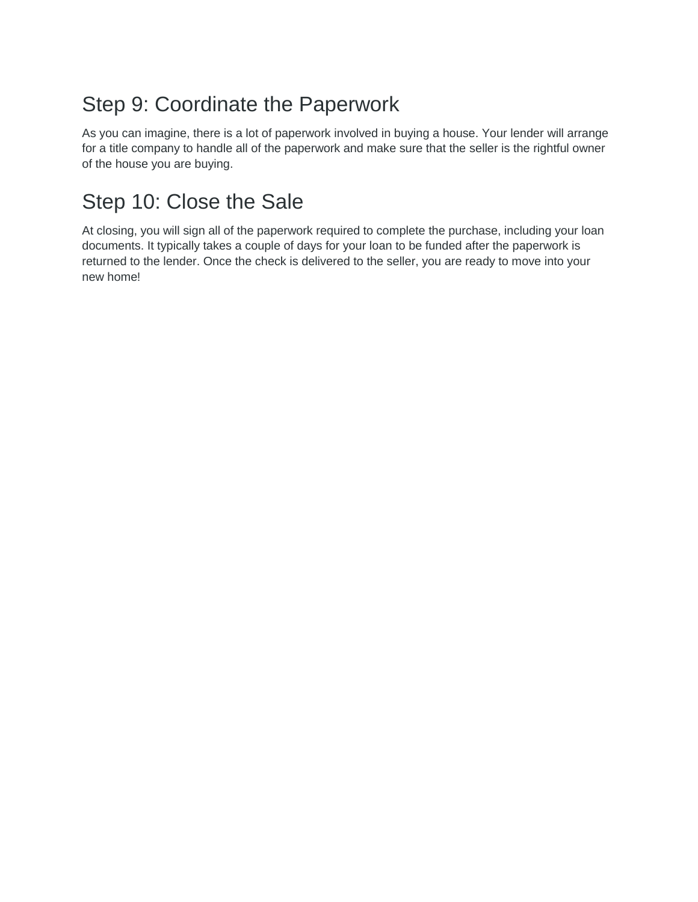## Step 9: Coordinate the Paperwork

As you can imagine, there is a lot of paperwork involved in buying a house. Your lender will arrange for a title company to handle all of the paperwork and make sure that the seller is the rightful owner of the house you are buying.

## Step 10: Close the Sale

At closing, you will sign all of the paperwork required to complete the purchase, including your loan documents. It typically takes a couple of days for your loan to be funded after the paperwork is returned to the lender. Once the check is delivered to the seller, you are ready to move into your new home!